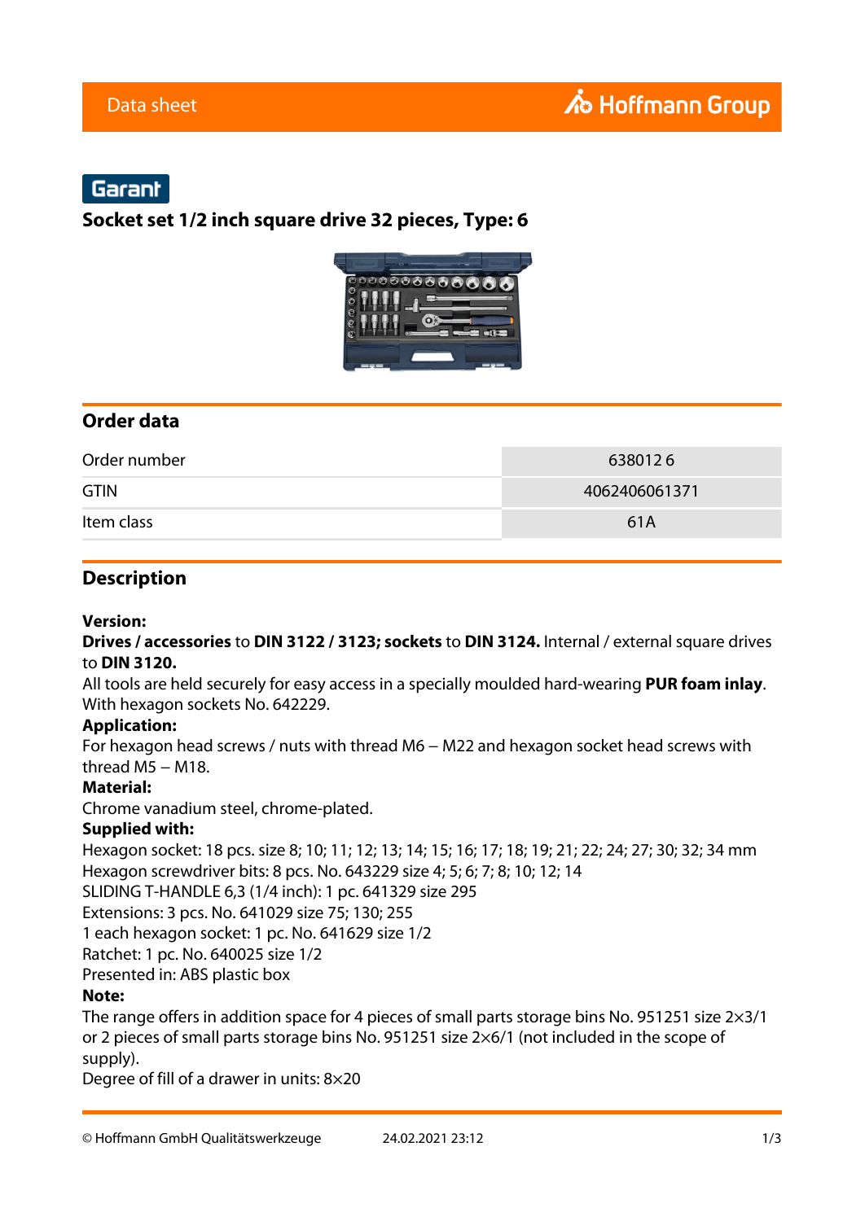Data sheet

Garant

# Socket set 1/2 inch square drive 32 pieces, Type: 6

## Order data

| | |
|---|---|
| Order number | 638012 6 |
| GTIN | 4062406061371 |
| Item class | 61A |

## Description

**Version:**
**Drives / accessories** to **DIN 3122 / 3123; sockets** to **DIN 3124.** Internal / external square drives to **DIN 3120.**
All tools are held securely for easy access in a specially moulded hard-wearing **PUR foam inlay**. With hexagon sockets No. 642229.
**Application:**
For hexagon head screws / nuts with thread M6 – M22 and hexagon socket head screws with thread M5 – M18.
**Material:**
Chrome vanadium steel, chrome-plated.
**Supplied with:**
Hexagon socket: 18 pcs. size 8; 10; 11; 12; 13; 14; 15; 16; 17; 18; 19; 21; 22; 24; 27; 30; 32; 34 mm
Hexagon screwdriver bits: 8 pcs. No. 643229 size 4; 5; 6; 7; 8; 10; 12; 14
SLIDING T-HANDLE 6,3 (1/4 inch): 1 pc. 641329 size 295
Extensions: 3 pcs. No. 641029 size 75; 130; 255
1 each hexagon socket: 1 pc. No. 641629 size 1/2
Ratchet: 1 pc. No. 640025 size 1/2
Presented in: ABS plastic box
**Note:**
The range offers in addition space for 4 pieces of small parts storage bins No. 951251 size 2×3/1 or 2 pieces of small parts storage bins No. 951251 size 2×6/1 (not included in the scope of supply).
Degree of fill of a drawer in units: 8×20

© Hoffmann GmbH Qualitätswerkzeuge 24.02.2021 23:12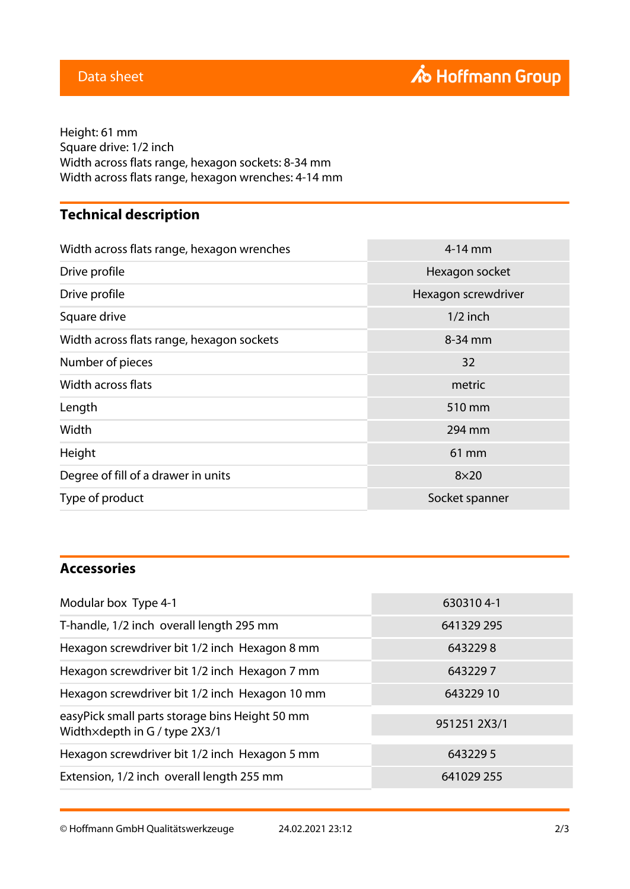Height: 61 mm
Square drive: 1/2 inch
Width across flats range, hexagon sockets: 8-34 mm
Width across flats range, hexagon wrenches: 4-14 mm

## Technical description

| | |
|---|---|
| Width across flats range, hexagon wrenches | 4-14 mm |
| Drive profile | Hexagon socket |
| Drive profile | Hexagon screwdriver |
| Square drive | 1/2 inch |
| Width across flats range, hexagon sockets | 8-34 mm |
| Number of pieces | 32 |
| Width across flats | metric |
| Length | 510 mm |
| Width | 294 mm |
| Height | 61 mm |
| Degree of fill of a drawer in units | 8×20 |
| Type of product | Socket spanner |

## Accessories

| | |
|---|---|
| Modular box Type 4-1 | 630310 4-1 |
| T-handle, 1/2 inch overall length 295 mm | 641329 295 |
| Hexagon screwdriver bit 1/2 inch Hexagon 8 mm | 643229 8 |
| Hexagon screwdriver bit 1/2 inch Hexagon 7 mm | 643229 7 |
| Hexagon screwdriver bit 1/2 inch Hexagon 10 mm | 643229 10 |
| easyPick small parts storage bins Height 50 mm Width×depth in G / type 2X3/1 | 951251 2X3/1 |
| Hexagon screwdriver bit 1/2 inch Hexagon 5 mm | 643229 5 |
| Extension, 1/2 inch overall length 255 mm | 641029 255 |

© Hoffmann GmbH Qualitätswerkzeuge 24.02.2021 23:12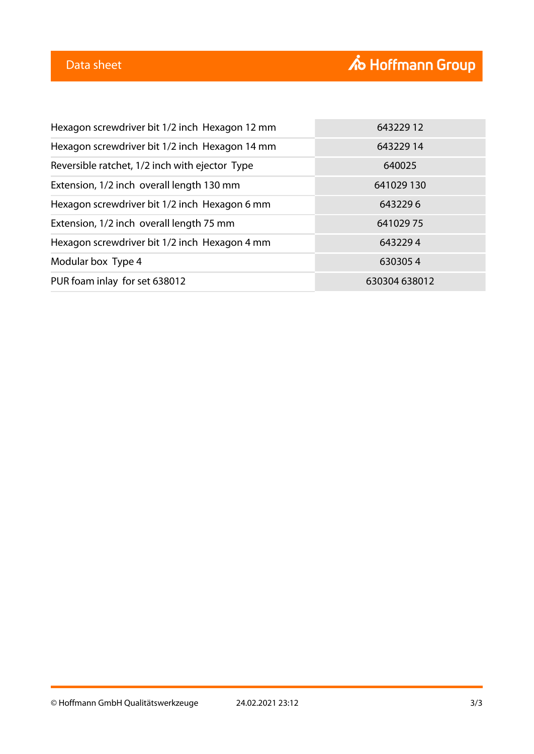| | |
|---|---|
| Hexagon screwdriver bit 1/2 inch  Hexagon 12 mm | 643229 12 |
| Hexagon screwdriver bit 1/2 inch  Hexagon 14 mm | 643229 14 |
| Reversible ratchet, 1/2 inch with ejector  Type | 640025 |
| Extension, 1/2 inch  overall length 130 mm | 641029 130 |
| Hexagon screwdriver bit 1/2 inch  Hexagon 6 mm | 643229 6 |
| Extension, 1/2 inch  overall length 75 mm | 641029 75 |
| Hexagon screwdriver bit 1/2 inch  Hexagon 4 mm | 643229 4 |
| Modular box  Type 4 | 630305 4 |
| PUR foam inlay  for set 638012 | 630304 638012 |